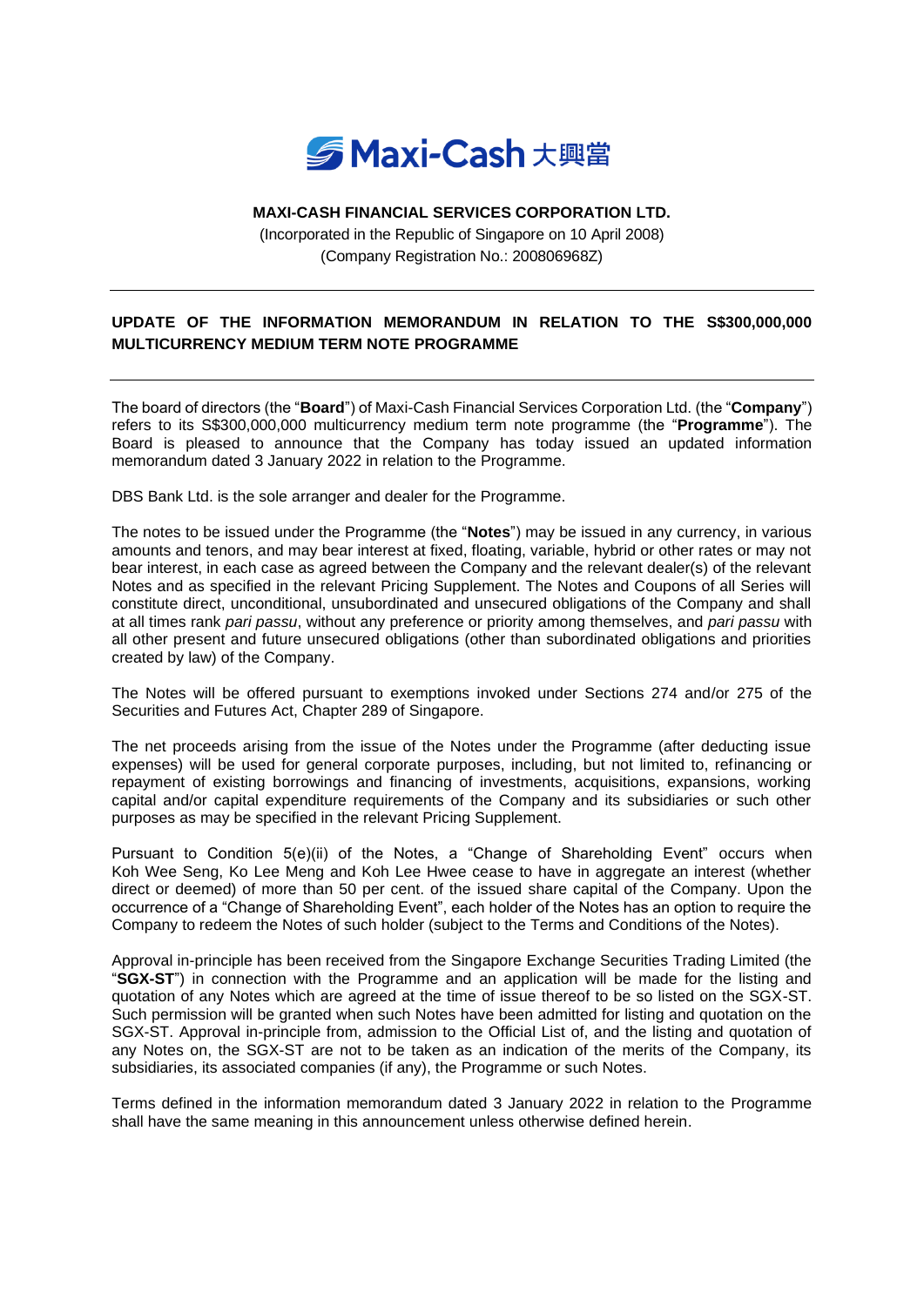Maxi-Cash 大興當

**MAXI-CASH FINANCIAL SERVICES CORPORATION LTD.**

(Incorporated in the Republic of Singapore on 10 April 2008)
(Company Registration No.: 200806968Z)

---

## UPDATE OF THE INFORMATION MEMORANDUM IN RELATION TO THE S$300,000,000 MULTICURRENCY MEDIUM TERM NOTE PROGRAMME

---

The board of directors (the "**Board**") of Maxi-Cash Financial Services Corporation Ltd. (the "**Company**") refers to its S$300,000,000 multicurrency medium term note programme (the "**Programme**"). The Board is pleased to announce that the Company has today issued an updated information memorandum dated 3 January 2022 in relation to the Programme.

DBS Bank Ltd. is the sole arranger and dealer for the Programme.

The notes to be issued under the Programme (the "**Notes**") may be issued in any currency, in various amounts and tenors, and may bear interest at fixed, floating, variable, hybrid or other rates or may not bear interest, in each case as agreed between the Company and the relevant dealer(s) of the relevant Notes and as specified in the relevant Pricing Supplement. The Notes and Coupons of all Series will constitute direct, unconditional, unsubordinated and unsecured obligations of the Company and shall at all times rank *pari passu*, without any preference or priority among themselves, and *pari passu* with all other present and future unsecured obligations (other than subordinated obligations and priorities created by law) of the Company.

The Notes will be offered pursuant to exemptions invoked under Sections 274 and/or 275 of the Securities and Futures Act, Chapter 289 of Singapore.

The net proceeds arising from the issue of the Notes under the Programme (after deducting issue expenses) will be used for general corporate purposes, including, but not limited to, refinancing or repayment of existing borrowings and financing of investments, acquisitions, expansions, working capital and/or capital expenditure requirements of the Company and its subsidiaries or such other purposes as may be specified in the relevant Pricing Supplement.

Pursuant to Condition 5(e)(ii) of the Notes, a "Change of Shareholding Event" occurs when Koh Wee Seng, Ko Lee Meng and Koh Lee Hwee cease to have in aggregate an interest (whether direct or deemed) of more than 50 per cent. of the issued share capital of the Company. Upon the occurrence of a "Change of Shareholding Event", each holder of the Notes has an option to require the Company to redeem the Notes of such holder (subject to the Terms and Conditions of the Notes).

Approval in-principle has been received from the Singapore Exchange Securities Trading Limited (the "**SGX-ST**") in connection with the Programme and an application will be made for the listing and quotation of any Notes which are agreed at the time of issue thereof to be so listed on the SGX-ST. Such permission will be granted when such Notes have been admitted for listing and quotation on the SGX-ST. Approval in-principle from, admission to the Official List of, and the listing and quotation of any Notes on, the SGX-ST are not to be taken as an indication of the merits of the Company, its subsidiaries, its associated companies (if any), the Programme or such Notes.

Terms defined in the information memorandum dated 3 January 2022 in relation to the Programme shall have the same meaning in this announcement unless otherwise defined herein.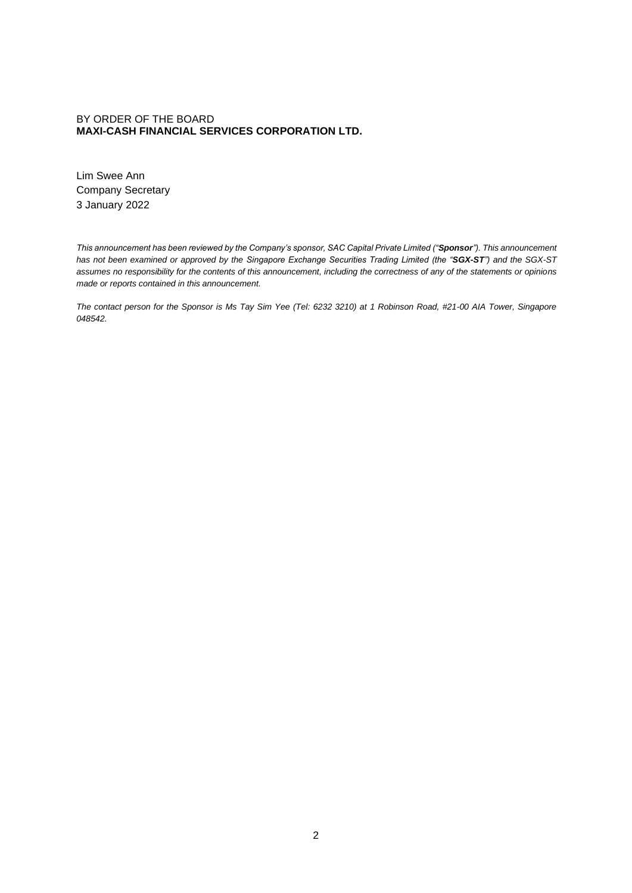BY ORDER OF THE BOARD
**MAXI-CASH FINANCIAL SERVICES CORPORATION LTD.**

Lim Swee Ann
Company Secretary
3 January 2022

*This announcement has been reviewed by the Company's sponsor, SAC Capital Private Limited ("**Sponsor**"). This announcement has not been examined or approved by the Singapore Exchange Securities Trading Limited (the "**SGX-ST**") and the SGX-ST assumes no responsibility for the contents of this announcement, including the correctness of any of the statements or opinions made or reports contained in this announcement.*

*The contact person for the Sponsor is Ms Tay Sim Yee (Tel: 6232 3210) at 1 Robinson Road, #21-00 AIA Tower, Singapore 048542.*